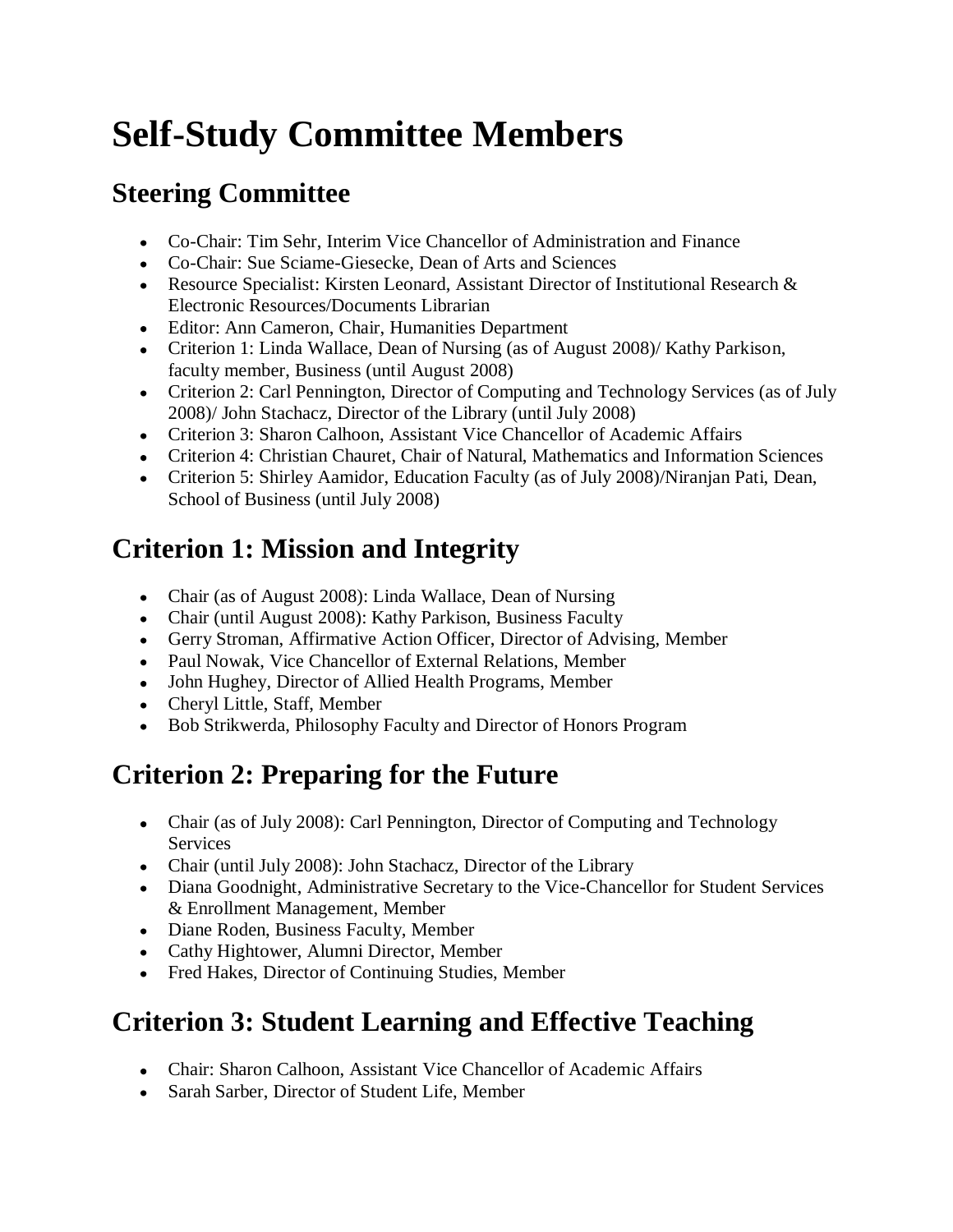# Self-Study Committee Members

## Steering Committee

- Co-Chair: Tim Sehr, Interim Vice Chancellor of Administration and Finance
- Co-Chair: Sue Sciame-Giesecke, Dean of Arts and Sciences
- Resource Specialist: Kirsten Leonard, Assistant Director of Institutional Research & Electronic Resources/Documents Librarian
- Editor: Ann Cameron, Chair, Humanities Department
- Criterion 1: Linda Wallace, Dean of Nursing (as of August 2008)/ Kathy Parkison, faculty member, Business (until August 2008)
- Criterion 2: Carl Pennington, Director of Computing and Technology Services (as of July 2008)/ John Stachacz, Director of the Library (until July 2008)
- Criterion 3: Sharon Calhoon, Assistant Vice Chancellor of Academic Affairs
- Criterion 4: Christian Chauret, Chair of Natural, Mathematics and Information Sciences
- Criterion 5: Shirley Aamidor, Education Faculty (as of July 2008)/Niranjan Pati, Dean, School of Business (until July 2008)

## Criterion 1: Mission and Integrity

- Chair (as of August 2008): Linda Wallace, Dean of Nursing
- Chair (until August 2008): Kathy Parkison, Business Faculty
- Gerry Stroman, Affirmative Action Officer, Director of Advising, Member
- Paul Nowak, Vice Chancellor of External Relations, Member
- John Hughey, Director of Allied Health Programs, Member
- Cheryl Little, Staff, Member
- Bob Strikwerda, Philosophy Faculty and Director of Honors Program

## Criterion 2: Preparing for the Future

- Chair (as of July 2008): Carl Pennington, Director of Computing and Technology Services
- Chair (until July 2008): John Stachacz, Director of the Library
- Diana Goodnight, Administrative Secretary to the Vice-Chancellor for Student Services & Enrollment Management, Member
- Diane Roden, Business Faculty, Member
- Cathy Hightower, Alumni Director, Member
- Fred Hakes, Director of Continuing Studies, Member

## Criterion 3: Student Learning and Effective Teaching

- Chair: Sharon Calhoon, Assistant Vice Chancellor of Academic Affairs
- Sarah Sarber, Director of Student Life, Member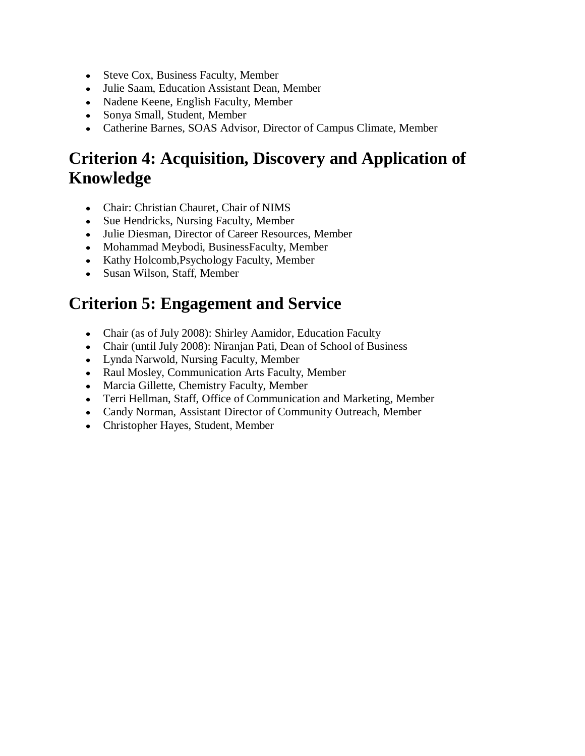- Steve Cox, Business Faculty, Member
- Julie Saam, Education Assistant Dean, Member
- Nadene Keene, English Faculty, Member
- Sonya Small, Student, Member
- Catherine Barnes, SOAS Advisor, Director of Campus Climate, Member

## Criterion 4: Acquisition, Discovery and Application of Knowledge

- Chair: Christian Chauret, Chair of NIMS
- Sue Hendricks, Nursing Faculty, Member
- Julie Diesman, Director of Career Resources, Member
- Mohammad Meybodi, BusinessFaculty, Member
- Kathy Holcomb,Psychology Faculty, Member
- Susan Wilson, Staff, Member

## Criterion 5: Engagement and Service

- Chair (as of July 2008): Shirley Aamidor, Education Faculty
- Chair (until July 2008): Niranjan Pati, Dean of School of Business
- Lynda Narwold, Nursing Faculty, Member
- Raul Mosley, Communication Arts Faculty, Member
- Marcia Gillette, Chemistry Faculty, Member
- Terri Hellman, Staff, Office of Communication and Marketing, Member
- Candy Norman, Assistant Director of Community Outreach, Member
- Christopher Hayes, Student, Member